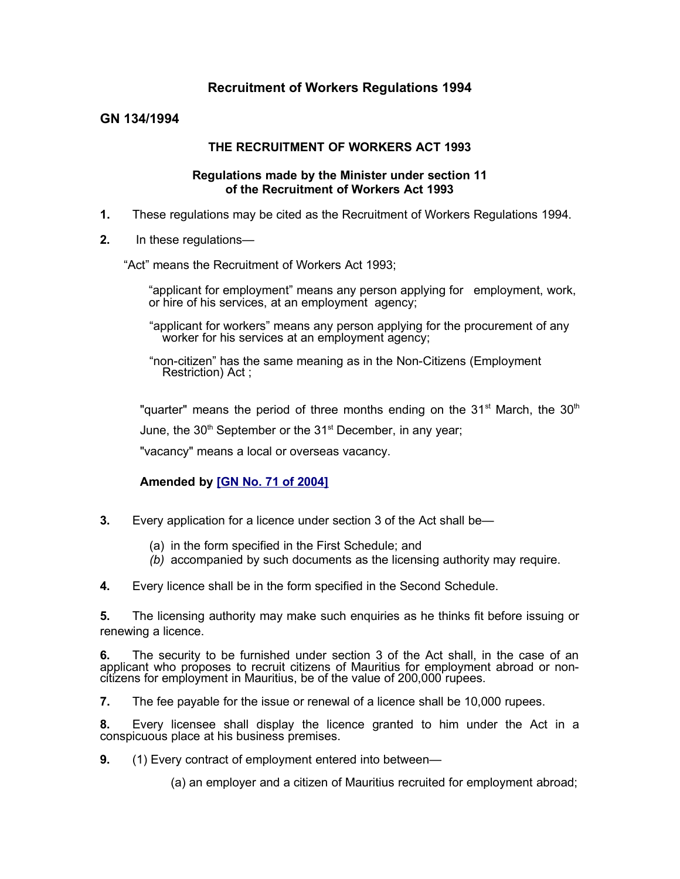# Recruitment of Workers Regulations 1994

**GN 134/1994**

**THE RECRUITMENT OF WORKERS ACT 1993**

**Regulations made by the Minister under section 11 of the Recruitment of Workers Act 1993**

**1.** These regulations may be cited as the Recruitment of Workers Regulations 1994.

**2.** In these regulations—

"Act" means the Recruitment of Workers Act 1993;

"applicant for employment" means any person applying for employment, work, or hire of his services, at an employment agency;

"applicant for workers" means any person applying for the procurement of any worker for his services at an employment agency;

"non-citizen" has the same meaning as in the Non-Citizens (Employment Restriction) Act ;

"quarter" means the period of three months ending on the 31st March, the 30th June, the 30th September or the 31st December, in any year;

"vacancy" means a local or overseas vacancy.

**Amended by [GN No. 71 of 2004]**

**3.** Every application for a licence under section 3 of the Act shall be—

(a) in the form specified in the First Schedule; and
*(b)* accompanied by such documents as the licensing authority may require.

**4.** Every licence shall be in the form specified in the Second Schedule.

**5.** The licensing authority may make such enquiries as he thinks fit before issuing or renewing a licence.

**6.** The security to be furnished under section 3 of the Act shall, in the case of an applicant who proposes to recruit citizens of Mauritius for employment abroad or non-citizens for employment in Mauritius, be of the value of 200,000 rupees.

**7.** The fee payable for the issue or renewal of a licence shall be 10,000 rupees.

**8.** Every licensee shall display the licence granted to him under the Act in a conspicuous place at his business premises.

**9.** (1) Every contract of employment entered into between—

(a) an employer and a citizen of Mauritius recruited for employment abroad;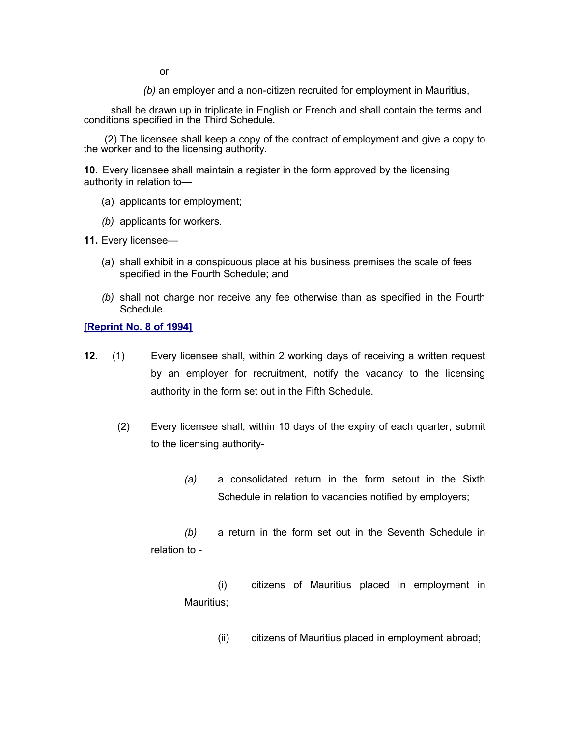or

*(b)* an employer and a non-citizen recruited for employment in Mauritius,

shall be drawn up in triplicate in English or French and shall contain the terms and conditions specified in the Third Schedule.

(2) The licensee shall keep a copy of the contract of employment and give a copy to the worker and to the licensing authority.

**10.** Every licensee shall maintain a register in the form approved by the licensing authority in relation to—

(a) applicants for employment;

*(b)* applicants for workers.

**11.** Every licensee—

(a) shall exhibit in a conspicuous place at his business premises the scale of fees specified in the Fourth Schedule; and

*(b)* shall not charge nor receive any fee otherwise than as specified in the Fourth Schedule.

**[Reprint No. 8 of 1994]**

**12.** (1) Every licensee shall, within 2 working days of receiving a written request by an employer for recruitment, notify the vacancy to the licensing authority in the form set out in the Fifth Schedule.

(2) Every licensee shall, within 10 days of the expiry of each quarter, submit to the licensing authority-

*(a)* a consolidated return in the form setout in the Sixth Schedule in relation to vacancies notified by employers;

*(b)* a return in the form set out in the Seventh Schedule in relation to -

(i) citizens of Mauritius placed in employment in Mauritius;

(ii) citizens of Mauritius placed in employment abroad;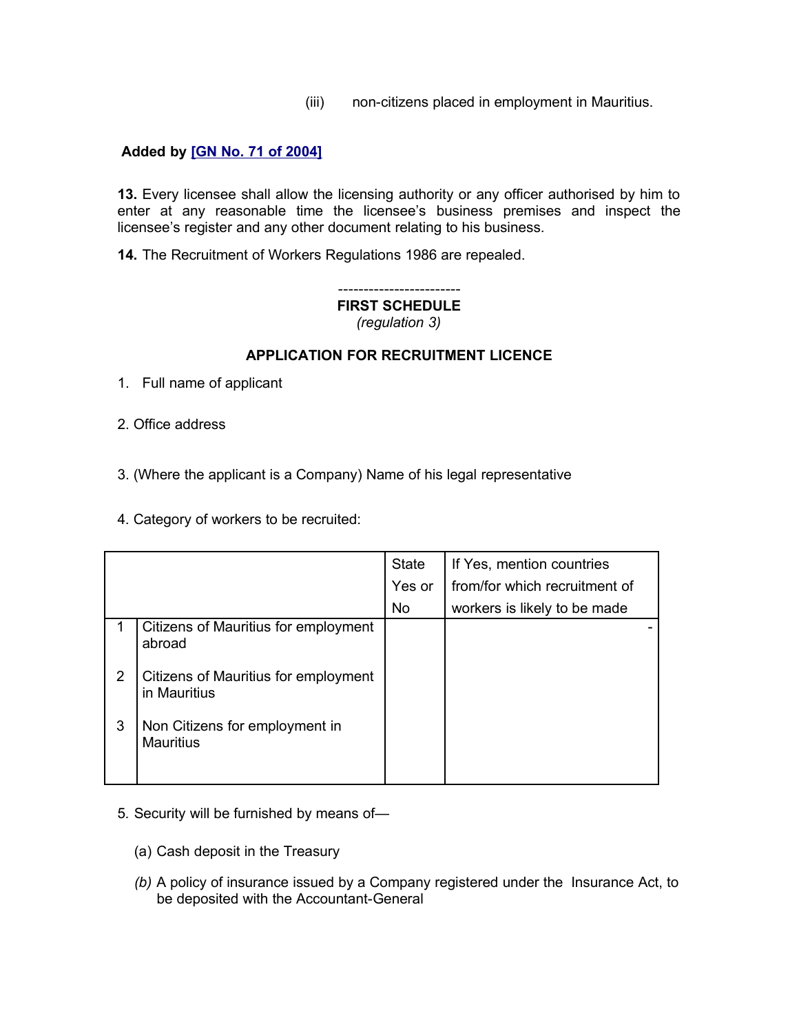(iii) non-citizens placed in employment in Mauritius.

**Added by [GN No. 71 of 2004]**

**13.** Every licensee shall allow the licensing authority or any officer authorised by him to enter at any reasonable time the licensee's business premises and inspect the licensee's register and any other document relating to his business.

**14.** The Recruitment of Workers Regulations 1986 are repealed.

-----------------------

**FIRST SCHEDULE**

*(regulation 3)*

**APPLICATION FOR RECRUITMENT LICENCE**

1. Full name of applicant

2. Office address

3. (Where the applicant is a Company) Name of his legal representative

4. Category of workers to be recruited:

| | | State Yes or No | If Yes, mention countries from/for which recruitment of workers is likely to be made |
|---|---|---|---|
| 1 | Citizens of Mauritius for employment abroad | | - |
| 2 | Citizens of Mauritius for employment in Mauritius | | |
| 3 | Non Citizens for employment in Mauritius | | |

5. Security will be furnished by means of—

(a) Cash deposit in the Treasury

*(b)* A policy of insurance issued by a Company registered under the Insurance Act, to be deposited with the Accountant-General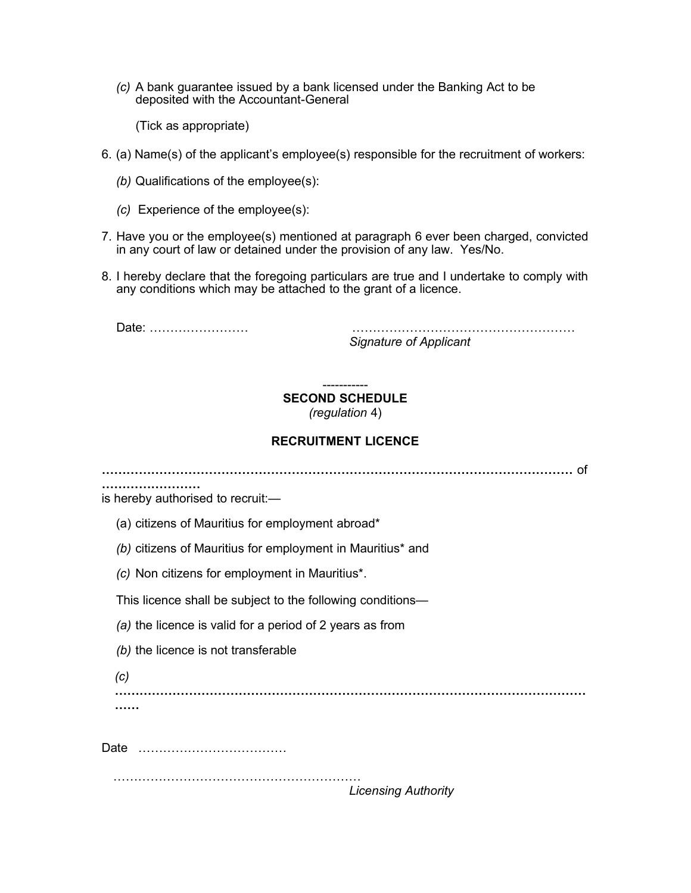*(c)* A bank guarantee issued by a bank licensed under the Banking Act to be deposited with the Accountant-General

(Tick as appropriate)

6. (a) Name(s) of the applicant's employee(s) responsible for the recruitment of workers:

   *(b)* Qualifications of the employee(s):

   *(c)* Experience of the employee(s):

7. Have you or the employee(s) mentioned at paragraph 6 ever been charged, convicted in any court of law or detained under the provision of any law. Yes/No.

8. I hereby declare that the foregoing particulars are true and I undertake to comply with any conditions which may be attached to the grant of a licence.

Date: ……………………                    ………………………………………………
*Signature of Applicant*

-----------

**SECOND SCHEDULE**

*(regulation* 4)

**RECRUITMENT LICENCE**

**……………………………………………………………………………………………………** of **……………………**
is hereby authorised to recruit:—

(a) citizens of Mauritius for employment abroad*

*(b)* citizens of Mauritius for employment in Mauritius* and

*(c)* Non citizens for employment in Mauritius*.

This licence shall be subject to the following conditions—

*(a)* the licence is valid for a period of 2 years as from

*(b)* the licence is not transferable

*(c)* **…………………………………………………………………………………………………………**

Date ………………………………

……………………………………………………
*Licensing Authority*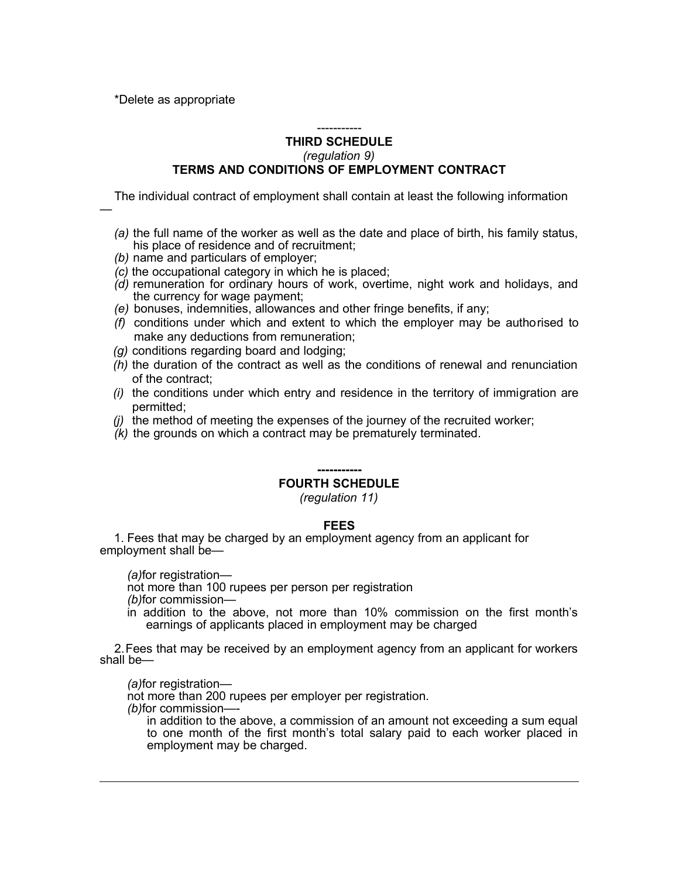*Delete as appropriate

-----------

## THIRD SCHEDULE

*(regulation 9)*

### TERMS AND CONDITIONS OF EMPLOYMENT CONTRACT

The individual contract of employment shall contain at least the following information —

*(a)* the full name of the worker as well as the date and place of birth, his family status, his place of residence and of recruitment;
*(b)* name and particulars of employer;
*(c)* the occupational category in which he is placed;
*(d)* remuneration for ordinary hours of work, overtime, night work and holidays, and the currency for wage payment;
*(e)* bonuses, indemnities, allowances and other fringe benefits, if any;
*(f)* conditions under which and extent to which the employer may be authorised to make any deductions from remuneration;
*(g)* conditions regarding board and lodging;
*(h)* the duration of the contract as well as the conditions of renewal and renunciation of the contract;
*(i)* the conditions under which entry and residence in the territory of immigration are permitted;
*(j)* the method of meeting the expenses of the journey of the recruited worker;
*(k)* the grounds on which a contract may be prematurely terminated.

**-----------**

## FOURTH SCHEDULE

*(regulation 11)*

### FEES

1. Fees that may be charged by an employment agency from an applicant for employment shall be—

*(a)* for registration—
not more than 100 rupees per person per registration
*(b)* for commission—
in addition to the above, not more than 10% commission on the first month's earnings of applicants placed in employment may be charged

2. Fees that may be received by an employment agency from an applicant for workers shall be—

*(a)* for registration—
not more than 200 rupees per employer per registration.
*(b)* for commission—-
in addition to the above, a commission of an amount not exceeding a sum equal to one month of the first month's total salary paid to each worker placed in employment may be charged.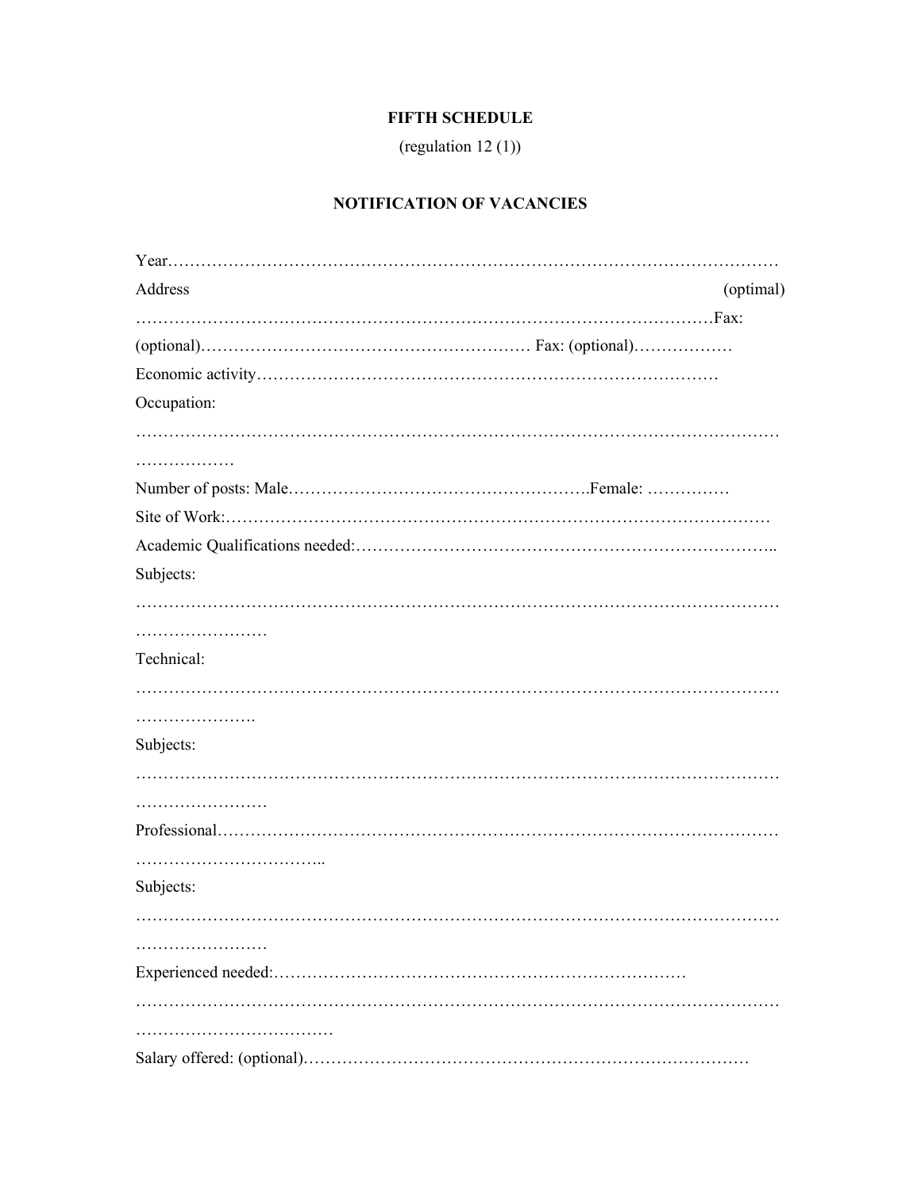**FIFTH SCHEDULE**

(regulation 12 (1))

**NOTIFICATION OF VACANCIES**

Year…………………………………………………………………………………………………

Address (optimal) …………………………………………………………………………………………Fax: (optional)…………………………………………………… Fax: (optional)………………

Economic activity…………………………………………………………………………

Occupation:

……………………………………………………………………………………………………………………

Number of posts: Male……………………………………………….Female: ……………

Site of Work:………………………………………………………………………………………

Academic Qualifications needed:………………………………………………………………..

Subjects:

………………………………………………………………………………………………………………………

Technical:

…………………………………………………………………………………………………………………….

Subjects:

………………………………………………………………………………………………………………………

Professional………………………………………………………………………………………

……………………………..

Subjects:

………………………………………………………………………………………………………………………

Experienced needed:…………………………………………………………………

…………………………………………………………………………………………………………………………

Salary offered: (optional)………………………………………………………………………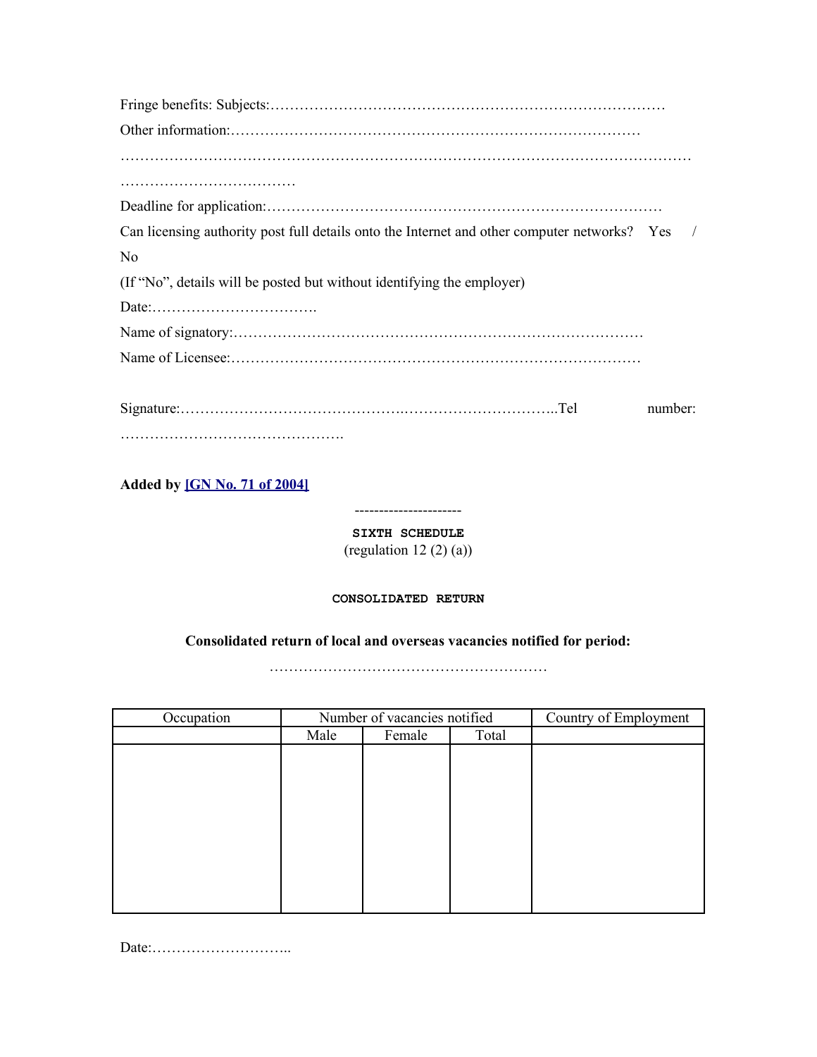Fringe benefits: Subjects:………………………………………………………………………

Other information:…………………………………………………………………………

…………………………………………………………………………………………………………

………………………………

Deadline for application:………………………………………………………………………

Can licensing authority post full details onto the Internet and other computer networks? Yes / No

(If "No", details will be posted but without identifying the employer)

Date:…………………………….

Name of signatory:……………………………………………………………………………

Name of Licensee:……………………………………………………………………………

Signature:……………………………………….…………………………..Tel number: ……………………………………….

**Added by [GN No. 71 of 2004]**

----------------------

**SIXTH SCHEDULE**

(regulation 12 (2) (a))

**CONSOLIDATED RETURN**

**Consolidated return of local and overseas vacancies notified for period:**

…………………………………………………

| Occupation | Number of vacancies notified | | | Country of Employment |
|---|---|---|---|---|
| | Male | Female | Total | |
| | | | | |

Date:………………………..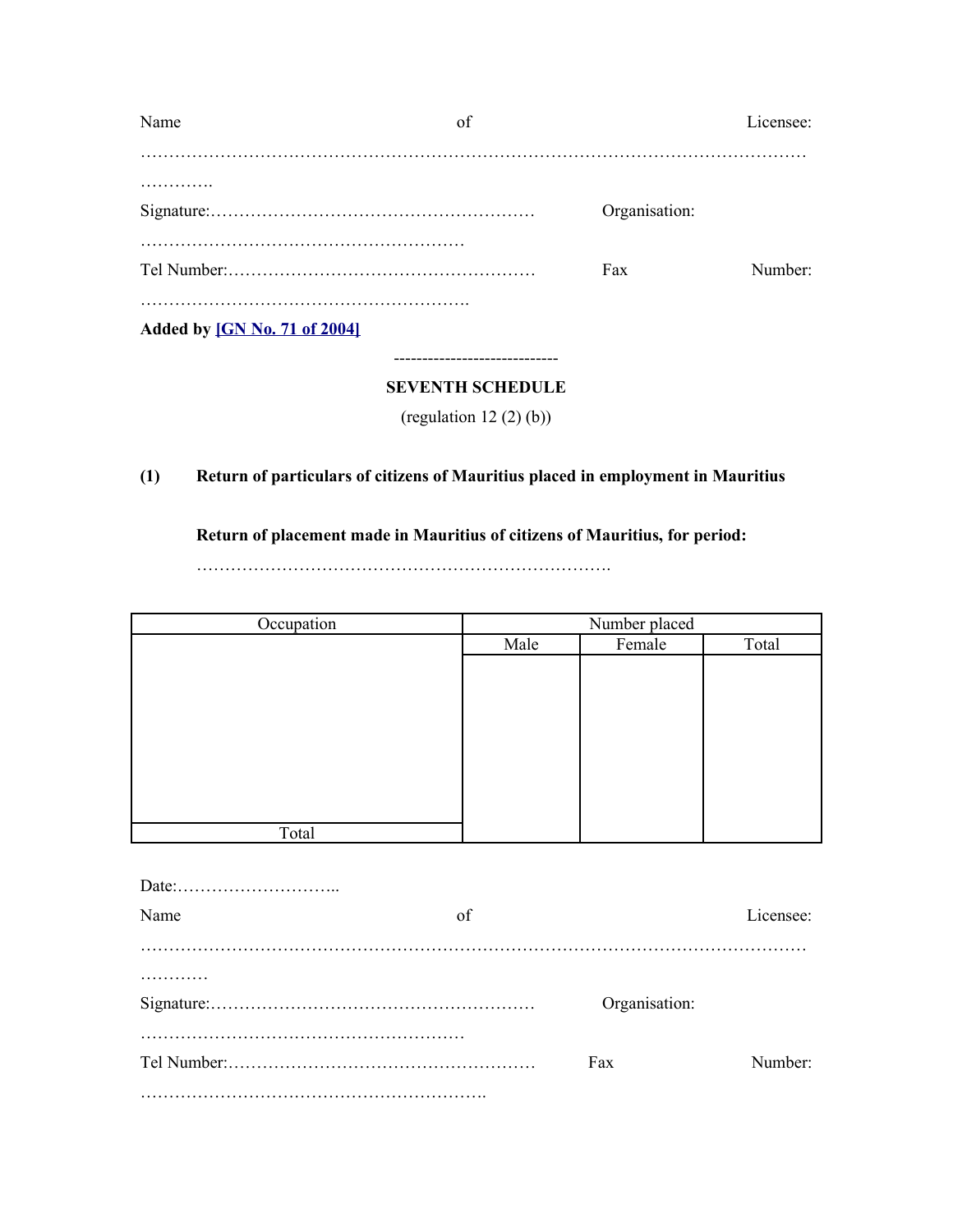Name of Licensee: …………………………………………………………………………………………………………………….

Signature:………………………………………………… Organisation: …………………………………………………

Tel Number:……………………………………………… Fax Number: ………………………………………………….

**Added by [GN No. 71 of 2004]**

----------------------------

**SEVENTH SCHEDULE**

(regulation 12 (2) (b))

**(1) Return of particulars of citizens of Mauritius placed in employment in Mauritius**

**Return of placement made in Mauritius of citizens of Mauritius, for period:**

……………………………………………………………….

| Occupation | Number placed | | |
|---|---|---|---|
| | Male | Female | Total |
| | | | |
| Total | | | |

Date:………………………..

Name of Licensee: ……………………………………………………………………………………………………………………

Signature:………………………………………………… Organisation: …………………………………………………

Tel Number:……………………………………………… Fax Number: …………………………………………………….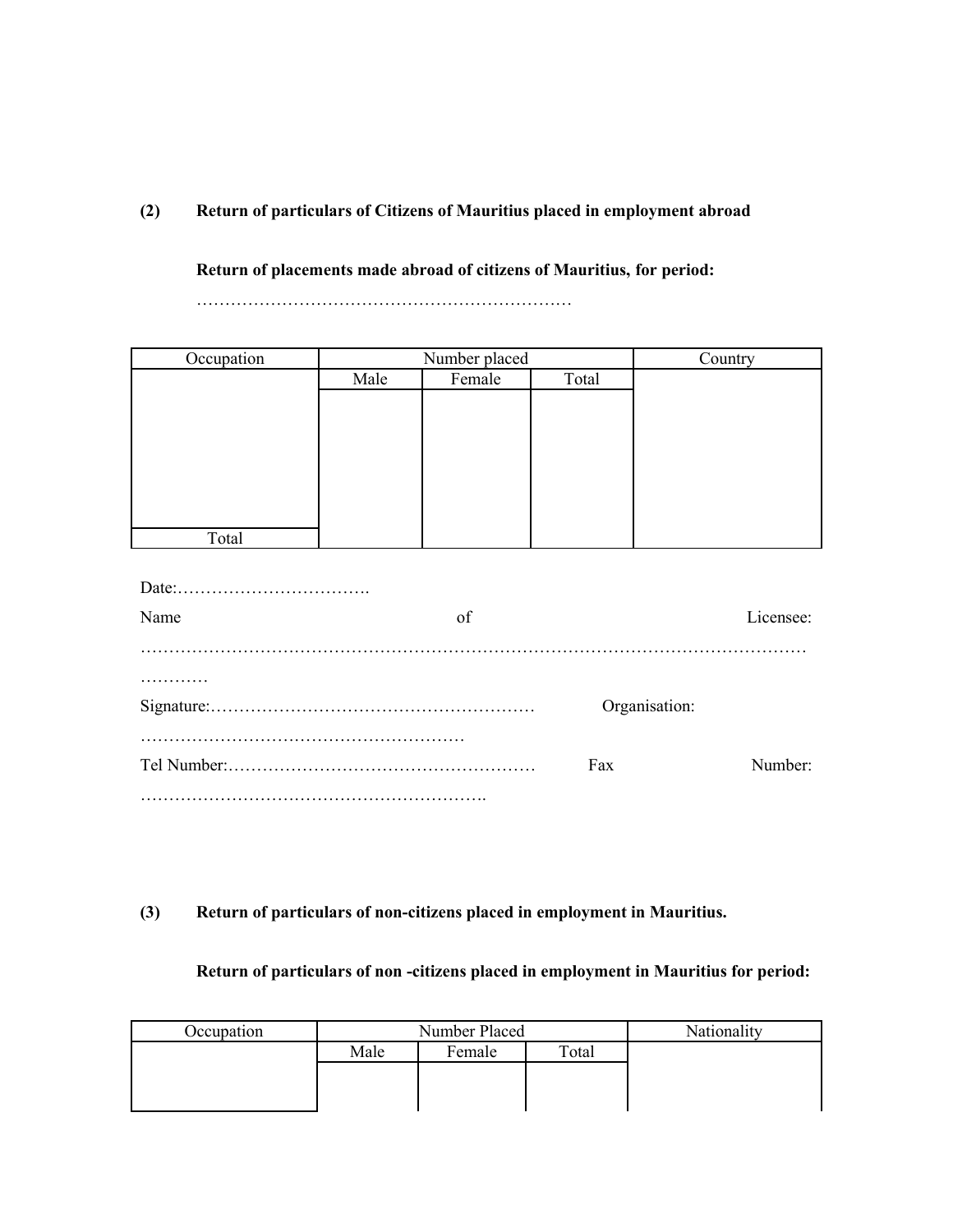**(2) Return of particulars of Citizens of Mauritius placed in employment abroad**

**Return of placements made abroad of citizens of Mauritius, for period:**

…………………………………………………………

| Occupation | Number placed | | | Country |
|---|---|---|---|---|
| | Male | Female | Total | |
| | | | | |
| Total | | | | |

Date:…………………………….

Name of Licensee: ……………………………………………………………………………………………………………

Signature:………………………………………………… Organisation: …………………………………………………

Tel Number:……………………………………………… Fax Number: …………………………………………………..

**(3) Return of particulars of non-citizens placed in employment in Mauritius.**

**Return of particulars of non -citizens placed in employment in Mauritius for period:**

| Occupation | Number Placed | | | Nationality |
|---|---|---|---|---|
| | Male | Female | Total | |
| | | | | |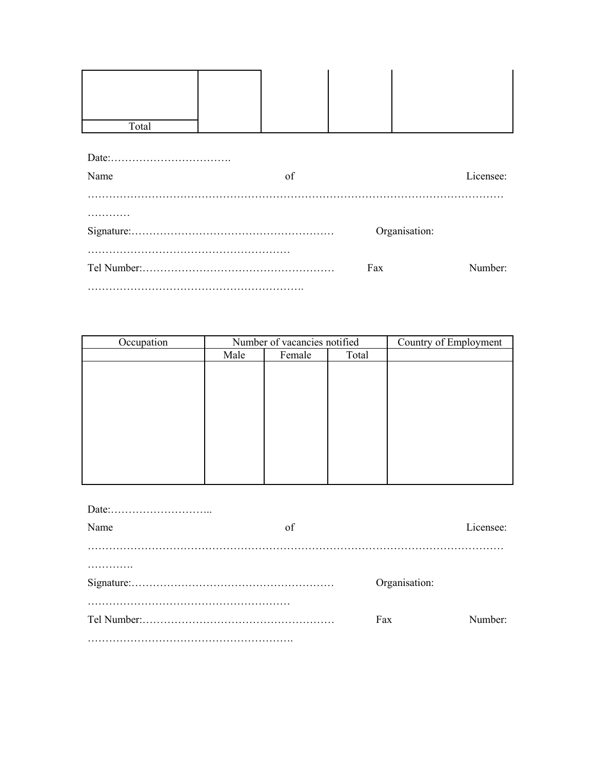| | | | | |
|---|---|---|---|---|
| | | | | |
| Total | | | | |

Date:…………………………….

Name of Licensee: ……………………………………………………………………………………………………………………

Signature:………………………………………………… Organisation: …………………………………………………

Tel Number:……………………………………………… Fax Number: …………………………………………………….

| Occupation | Number of vacancies notified | | | Country of Employment |
|---|---|---|---|---|
| | Male | Female | Total | |
| | | | | |

Date:………………………..

Name of Licensee: …………………………………………………………………………………………………………………….

Signature:………………………………………………… Organisation: …………………………………………………

Tel Number:……………………………………………… Fax Number: ………………………………………………….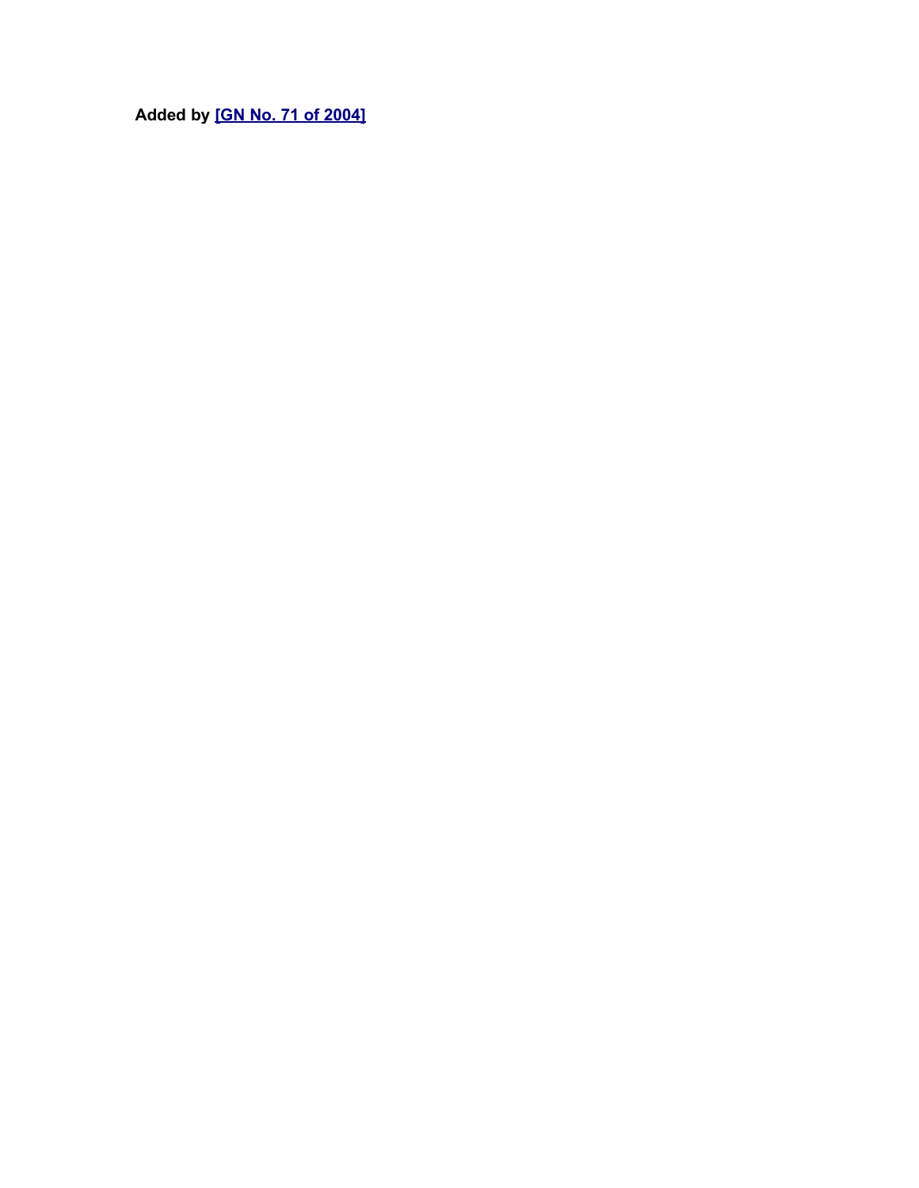**Added by [GN No. 71 of 2004]**